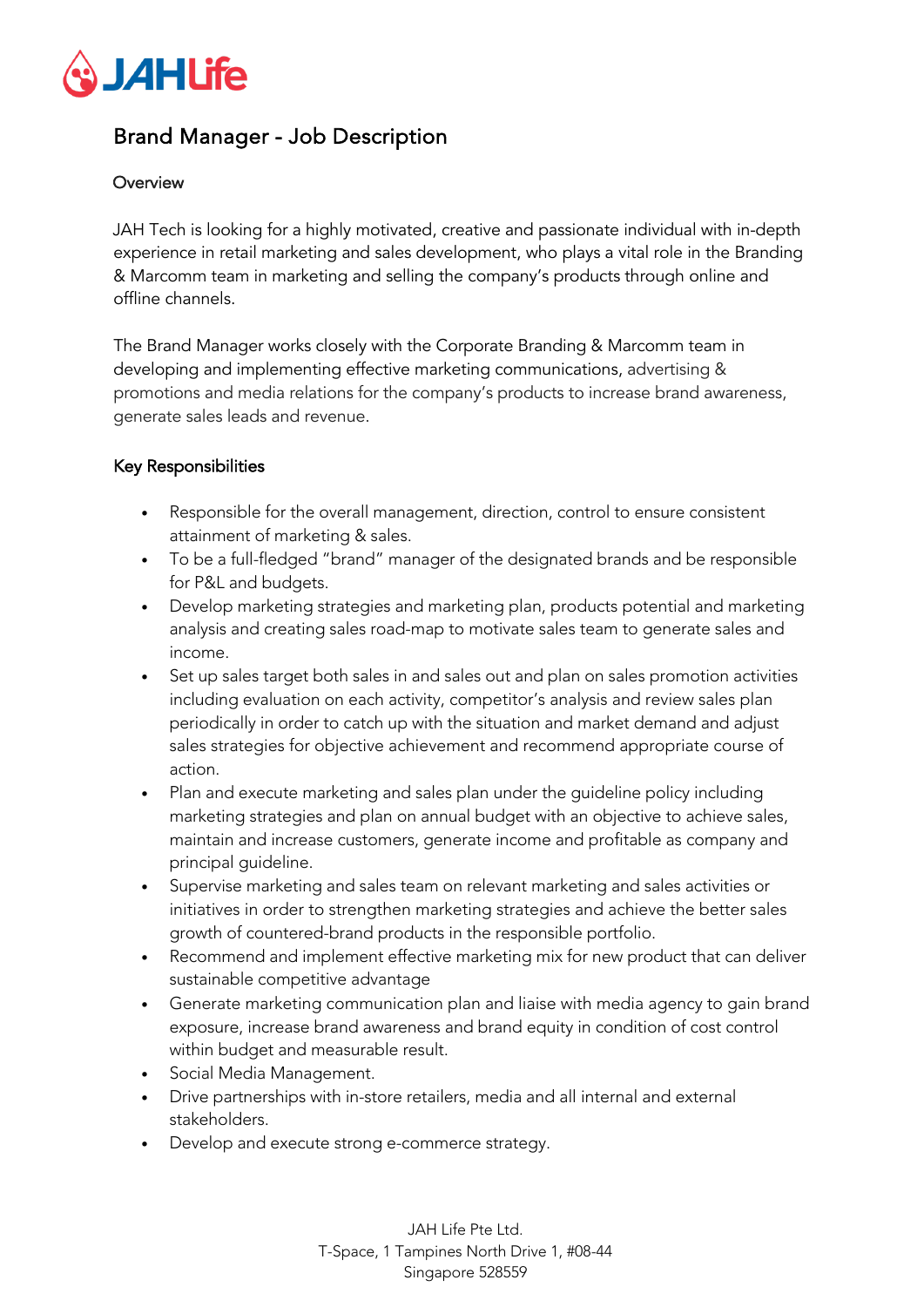# Brand Manager - Job Description

## Overview

JAH Tech is looking for a highly motivated, creative and passionate individual with in-depth experience in retail marketing and sales development, who plays a vital role in the Branding & Marcomm team in marketing and selling the company's products through online and offline channels.

The Brand Manager works closely with the Corporate Branding & Marcomm team in developing and implementing effective marketing communications, advertising & promotions and media relations for the company's products to increase brand awareness, generate sales leads and revenue.

## Key Responsibilities

- Responsible for the overall management, direction, control to ensure consistent attainment of marketing & sales.
- To be a full-fledged "brand" manager of the designated brands and be responsible for P&L and budgets.
- Develop marketing strategies and marketing plan, products potential and marketing analysis and creating sales road-map to motivate sales team to generate sales and income.
- Set up sales target both sales in and sales out and plan on sales promotion activities including evaluation on each activity, competitor's analysis and review sales plan periodically in order to catch up with the situation and market demand and adjust sales strategies for objective achievement and recommend appropriate course of action.
- Plan and execute marketing and sales plan under the guideline policy including marketing strategies and plan on annual budget with an objective to achieve sales, maintain and increase customers, generate income and profitable as company and principal guideline.
- Supervise marketing and sales team on relevant marketing and sales activities or initiatives in order to strengthen marketing strategies and achieve the better sales growth of countered-brand products in the responsible portfolio.
- Recommend and implement effective marketing mix for new product that can deliver sustainable competitive advantage
- Generate marketing communication plan and liaise with media agency to gain brand exposure, increase brand awareness and brand equity in condition of cost control within budget and measurable result.
- Social Media Management.
- Drive partnerships with in-store retailers, media and all internal and external stakeholders.
- Develop and execute strong e-commerce strategy.

JAH Life Pte Ltd.
T-Space, 1 Tampines North Drive 1, #08-44
Singapore 528559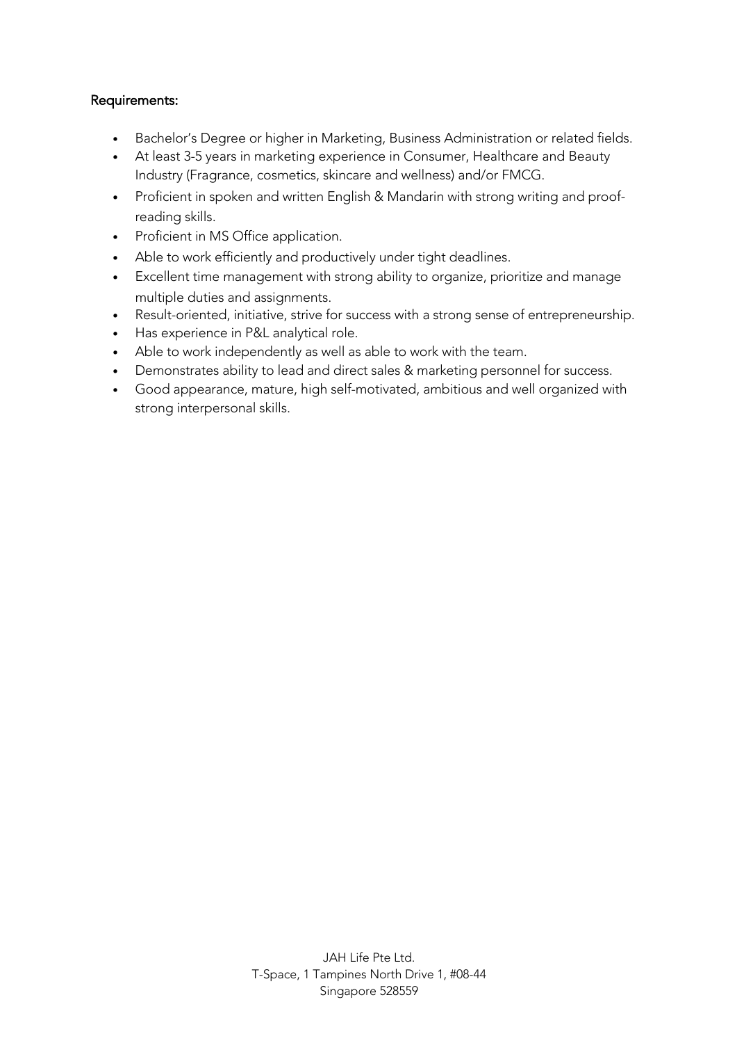**Requirements:**

- Bachelor's Degree or higher in Marketing, Business Administration or related fields.
- At least 3-5 years in marketing experience in Consumer, Healthcare and Beauty Industry (Fragrance, cosmetics, skincare and wellness) and/or FMCG.
- Proficient in spoken and written English & Mandarin with strong writing and proof-reading skills.
- Proficient in MS Office application.
- Able to work efficiently and productively under tight deadlines.
- Excellent time management with strong ability to organize, prioritize and manage multiple duties and assignments.
- Result-oriented, initiative, strive for success with a strong sense of entrepreneurship.
- Has experience in P&L analytical role.
- Able to work independently as well as able to work with the team.
- Demonstrates ability to lead and direct sales & marketing personnel for success.
- Good appearance, mature, high self-motivated, ambitious and well organized with strong interpersonal skills.

JAH Life Pte Ltd.
T-Space, 1 Tampines North Drive 1, #08-44
Singapore 528559